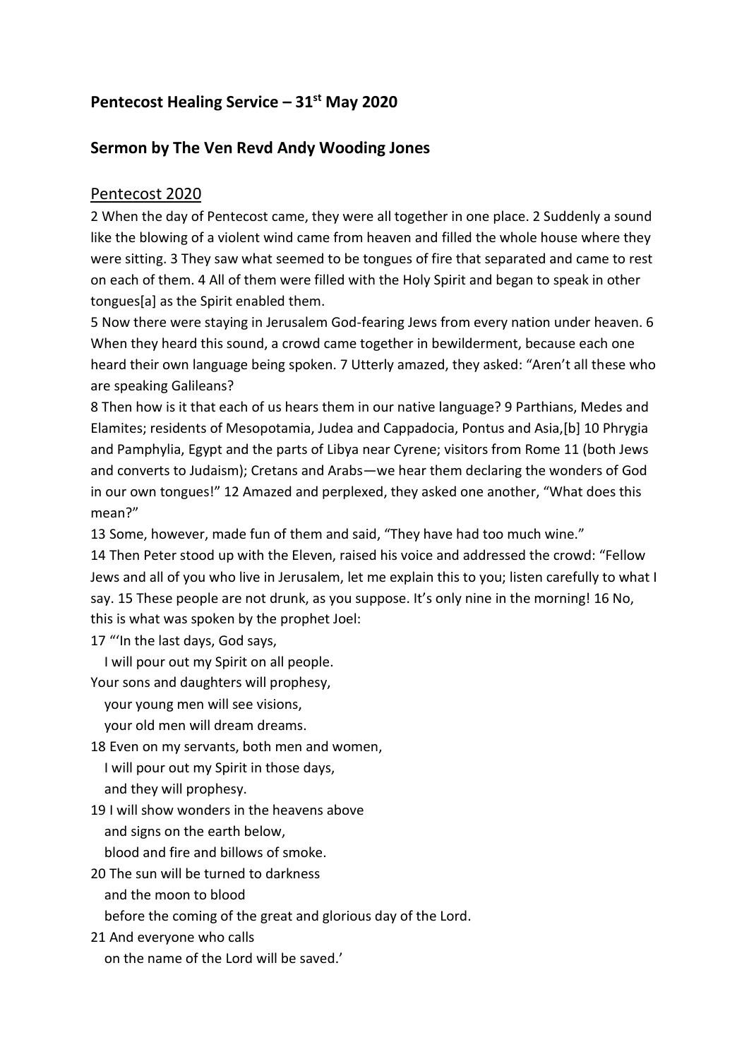## Pentecost Healing Service – 31st May 2020

## Sermon by The Ven Revd Andy Wooding Jones

### Pentecost 2020

2 When the day of Pentecost came, they were all together in one place. 2 Suddenly a sound like the blowing of a violent wind came from heaven and filled the whole house where they were sitting. 3 They saw what seemed to be tongues of fire that separated and came to rest on each of them. 4 All of them were filled with the Holy Spirit and began to speak in other tongues[a] as the Spirit enabled them.

5 Now there were staying in Jerusalem God-fearing Jews from every nation under heaven. 6 When they heard this sound, a crowd came together in bewilderment, because each one heard their own language being spoken. 7 Utterly amazed, they asked: "Aren't all these who are speaking Galileans?

8 Then how is it that each of us hears them in our native language? 9 Parthians, Medes and Elamites; residents of Mesopotamia, Judea and Cappadocia, Pontus and Asia,[b] 10 Phrygia and Pamphylia, Egypt and the parts of Libya near Cyrene; visitors from Rome 11 (both Jews and converts to Judaism); Cretans and Arabs—we hear them declaring the wonders of God in our own tongues!" 12 Amazed and perplexed, they asked one another, "What does this mean?"

13 Some, however, made fun of them and said, "They have had too much wine."

14 Then Peter stood up with the Eleven, raised his voice and addressed the crowd: "Fellow Jews and all of you who live in Jerusalem, let me explain this to you; listen carefully to what I say. 15 These people are not drunk, as you suppose. It's only nine in the morning! 16 No, this is what was spoken by the prophet Joel:

17 "'In the last days, God says,
  I will pour out my Spirit on all people.
Your sons and daughters will prophesy,
  your young men will see visions,
  your old men will dream dreams.
18 Even on my servants, both men and women,
  I will pour out my Spirit in those days,
  and they will prophesy.
19 I will show wonders in the heavens above
  and signs on the earth below,
  blood and fire and billows of smoke.
20 The sun will be turned to darkness
  and the moon to blood
  before the coming of the great and glorious day of the Lord.
21 And everyone who calls
  on the name of the Lord will be saved.'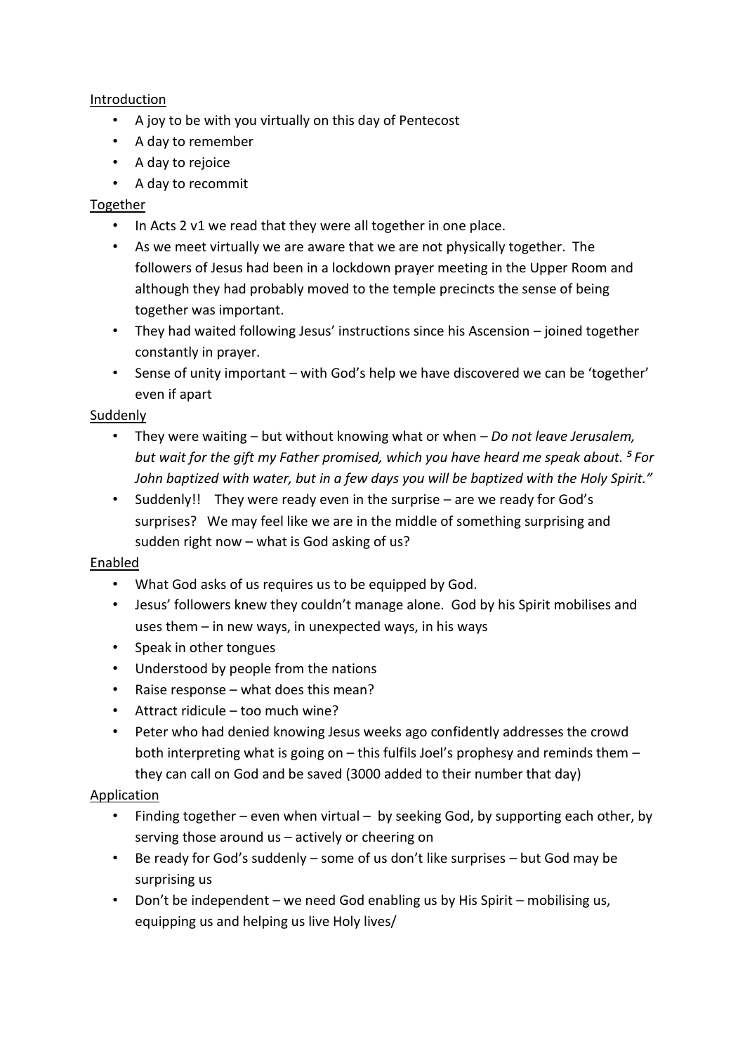<u>Introduction</u>

- A joy to be with you virtually on this day of Pentecost
- A day to remember
- A day to rejoice
- A day to recommit

<u>Together</u>

- In Acts 2 v1 we read that they were all together in one place.
- As we meet virtually we are aware that we are not physically together. The followers of Jesus had been in a lockdown prayer meeting in the Upper Room and although they had probably moved to the temple precincts the sense of being together was important.
- They had waited following Jesus' instructions since his Ascension – joined together constantly in prayer.
- Sense of unity important – with God's help we have discovered we can be 'together' even if apart

<u>Suddenly</u>

- They were waiting – but without knowing what or when – *Do not leave Jerusalem, but wait for the gift my Father promised, which you have heard me speak about. [5] For John baptized with water, but in a few days you will be baptized with the Holy Spirit."*
- Suddenly!! They were ready even in the surprise – are we ready for God's surprises? We may feel like we are in the middle of something surprising and sudden right now – what is God asking of us?

<u>Enabled</u>

- What God asks of us requires us to be equipped by God.
- Jesus' followers knew they couldn't manage alone. God by his Spirit mobilises and uses them – in new ways, in unexpected ways, in his ways
- Speak in other tongues
- Understood by people from the nations
- Raise response – what does this mean?
- Attract ridicule – too much wine?
- Peter who had denied knowing Jesus weeks ago confidently addresses the crowd both interpreting what is going on – this fulfils Joel's prophesy and reminds them – they can call on God and be saved (3000 added to their number that day)

<u>Application</u>

- Finding together – even when virtual – by seeking God, by supporting each other, by serving those around us – actively or cheering on
- Be ready for God's suddenly – some of us don't like surprises – but God may be surprising us
- Don't be independent – we need God enabling us by His Spirit – mobilising us, equipping us and helping us live Holy lives/